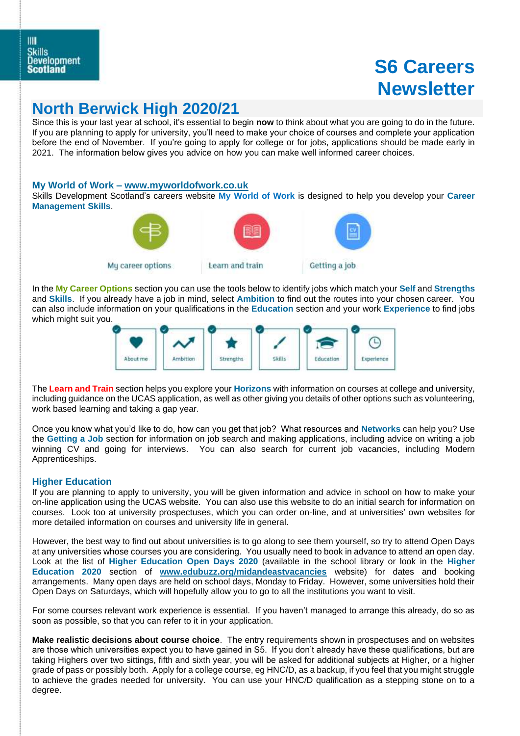Skills Development Scotland

# S6 Careers Newsletter

## North Berwick High 2020/21

Since this is your last year at school, it's essential to begin **now** to think about what you are going to do in the future. If you are planning to apply for university, you'll need to make your choice of courses and complete your application before the end of November. If you're going to apply for college or for jobs, applications should be made early in 2021. The information below gives you advice on how you can make well informed career choices.

### My World of Work – www.myworldofwork.co.uk

Skills Development Scotland's careers website **My World of Work** is designed to help you develop your **Career Management Skills**.

My career options | Learn and train | Getting a job

In the **My Career Options** section you can use the tools below to identify jobs which match your **Self** and **Strengths** and **Skills**. If you already have a job in mind, select **Ambition** to find out the routes into your chosen career. You can also include information on your qualifications in the **Education** section and your work **Experience** to find jobs which might suit you.

About me | Ambition | Strengths | Skills | Education | Experience

The **Learn and Train** section helps you explore your **Horizons** with information on courses at college and university, including guidance on the UCAS application, as well as other giving you details of other options such as volunteering, work based learning and taking a gap year.

Once you know what you'd like to do, how can you get that job? What resources and **Networks** can help you? Use the **Getting a Job** section for information on job search and making applications, including advice on writing a job winning CV and going for interviews. You can also search for current job vacancies, including Modern Apprenticeships.

### Higher Education

If you are planning to apply to university, you will be given information and advice in school on how to make your on-line application using the UCAS website. You can also use this website to do an initial search for information on courses. Look too at university prospectuses, which you can order on-line, and at universities' own websites for more detailed information on courses and university life in general.

However, the best way to find out about universities is to go along to see them yourself, so try to attend Open Days at any universities whose courses you are considering. You usually need to book in advance to attend an open day. Look at the list of **Higher Education Open Days 2020** (available in the school library or look in the **Higher Education 2020** section of **www.edubuzz.org/midandeastvacancies** website) for dates and booking arrangements. Many open days are held on school days, Monday to Friday. However, some universities hold their Open Days on Saturdays, which will hopefully allow you to go to all the institutions you want to visit.

For some courses relevant work experience is essential. If you haven't managed to arrange this already, do so as soon as possible, so that you can refer to it in your application.

**Make realistic decisions about course choice**. The entry requirements shown in prospectuses and on websites are those which universities expect you to have gained in S5. If you don't already have these qualifications, but are taking Highers over two sittings, fifth and sixth year, you will be asked for additional subjects at Higher, or a higher grade of pass or possibly both. Apply for a college course, eg HNC/D, as a backup, if you feel that you might struggle to achieve the grades needed for university. You can use your HNC/D qualification as a stepping stone on to a degree.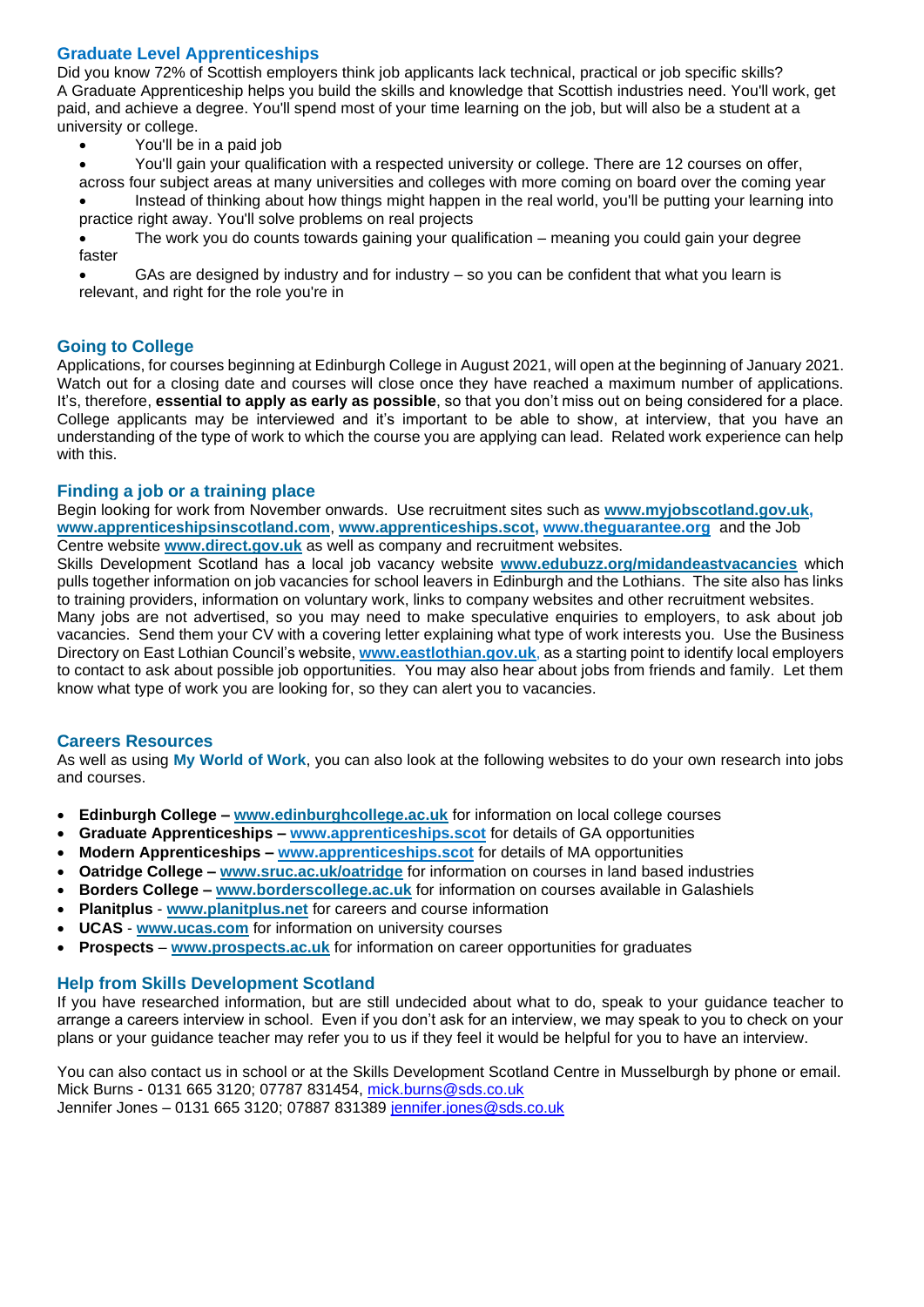## Graduate Level Apprenticeships

Did you know 72% of Scottish employers think job applicants lack technical, practical or job specific skills? A Graduate Apprenticeship helps you build the skills and knowledge that Scottish industries need. You'll work, get paid, and achieve a degree. You'll spend most of your time learning on the job, but will also be a student at a university or college.

- You'll be in a paid job
- You'll gain your qualification with a respected university or college. There are 12 courses on offer, across four subject areas at many universities and colleges with more coming on board over the coming year
- Instead of thinking about how things might happen in the real world, you'll be putting your learning into practice right away. You'll solve problems on real projects
- The work you do counts towards gaining your qualification – meaning you could gain your degree faster
- GAs are designed by industry and for industry – so you can be confident that what you learn is relevant, and right for the role you're in

## Going to College

Applications, for courses beginning at Edinburgh College in August 2021, will open at the beginning of January 2021. Watch out for a closing date and courses will close once they have reached a maximum number of applications. It's, therefore, **essential to apply as early as possible**, so that you don't miss out on being considered for a place. College applicants may be interviewed and it's important to be able to show, at interview, that you have an understanding of the type of work to which the course you are applying can lead. Related work experience can help with this.

## Finding a job or a training place

Begin looking for work from November onwards. Use recruitment sites such as **www.myjobscotland.gov.uk, www.apprenticeshipsinscotland.com**, **www.apprenticeships.scot, www.theguarantee.org** and the Job Centre website **www.direct.gov.uk** as well as company and recruitment websites.

Skills Development Scotland has a local job vacancy website **www.edubuzz.org/midandeastvacancies** which pulls together information on job vacancies for school leavers in Edinburgh and the Lothians. The site also has links to training providers, information on voluntary work, links to company websites and other recruitment websites.

Many jobs are not advertised, so you may need to make speculative enquiries to employers, to ask about job vacancies. Send them your CV with a covering letter explaining what type of work interests you. Use the Business Directory on East Lothian Council's website, **www.eastlothian.gov.uk**, as a starting point to identify local employers to contact to ask about possible job opportunities. You may also hear about jobs from friends and family. Let them know what type of work you are looking for, so they can alert you to vacancies.

## Careers Resources

As well as using **My World of Work**, you can also look at the following websites to do your own research into jobs and courses.

- **Edinburgh College – www.edinburghcollege.ac.uk** for information on local college courses
- **Graduate Apprenticeships – www.apprenticeships.scot** for details of GA opportunities
- **Modern Apprenticeships – www.apprenticeships.scot** for details of MA opportunities
- **Oatridge College – www.sruc.ac.uk/oatridge** for information on courses in land based industries
- **Borders College – www.borderscollege.ac.uk** for information on courses available in Galashiels
- **Planitplus** - **www.planitplus.net** for careers and course information
- **UCAS** - **www.ucas.com** for information on university courses
- **Prospects** – **www.prospects.ac.uk** for information on career opportunities for graduates

## Help from Skills Development Scotland

If you have researched information, but are still undecided about what to do, speak to your guidance teacher to arrange a careers interview in school. Even if you don't ask for an interview, we may speak to you to check on your plans or your guidance teacher may refer you to us if they feel it would be helpful for you to have an interview.

You can also contact us in school or at the Skills Development Scotland Centre in Musselburgh by phone or email.
Mick Burns - 0131 665 3120; 07787 831454, mick.burns@sds.co.uk
Jennifer Jones – 0131 665 3120; 07887 831389 jennifer.jones@sds.co.uk